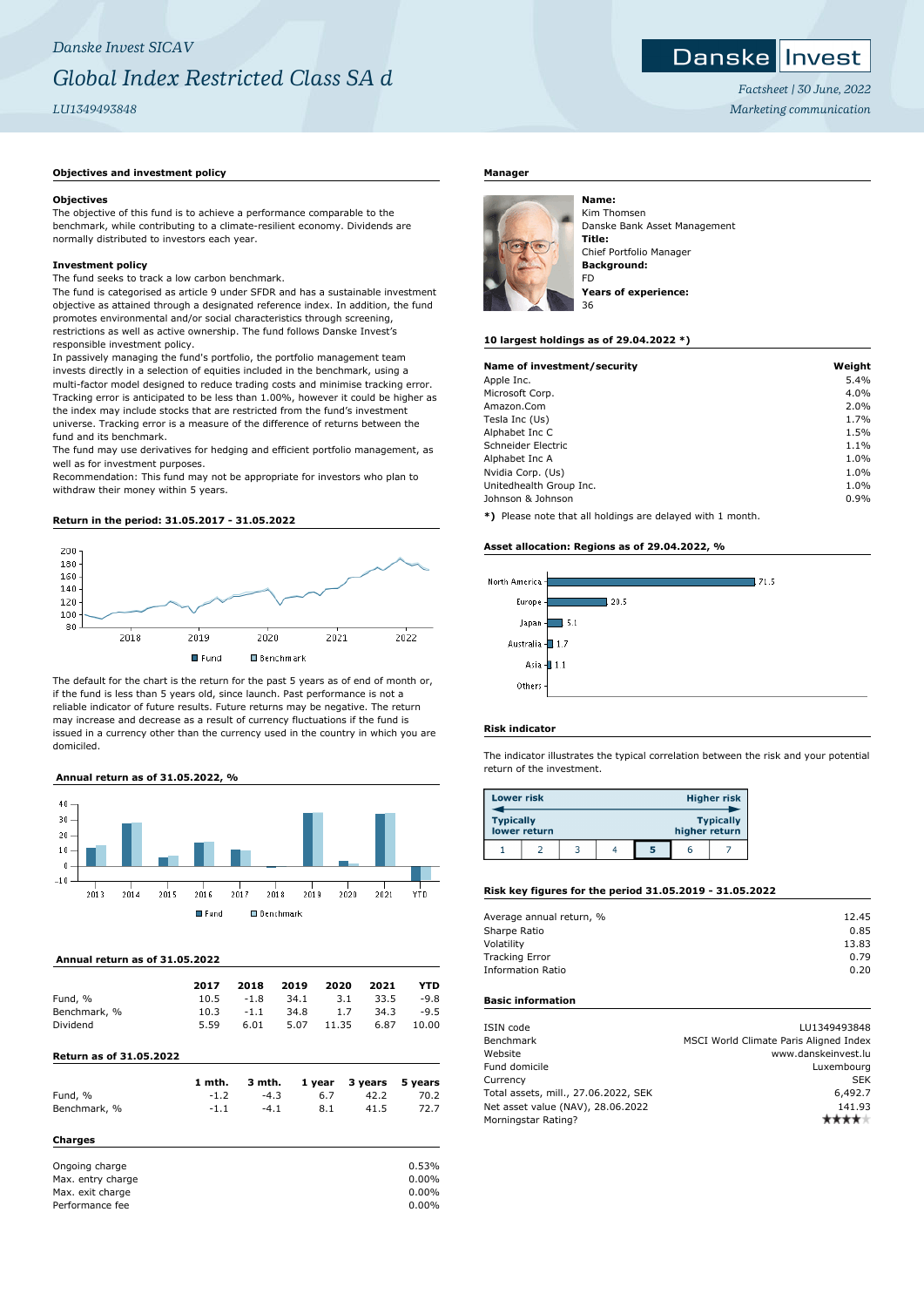*Danske Invest SICAV*

# *Global Index Restricted Class SA d*

*LU1349493848*

*Factsheet | 30 June, 2022*
*Marketing communication*

## Objectives and investment policy

### Objectives

The objective of this fund is to achieve a performance comparable to the benchmark, while contributing to a climate-resilient economy. Dividends are normally distributed to investors each year.

### Investment policy

The fund seeks to track a low carbon benchmark.
The fund is categorised as article 9 under SFDR and has a sustainable investment objective as attained through a designated reference index. In addition, the fund promotes environmental and/or social characteristics through screening, restrictions as well as active ownership. The fund follows Danske Invest's responsible investment policy.
In passively managing the fund's portfolio, the portfolio management team invests directly in a selection of equities included in the benchmark, using a multi-factor model designed to reduce trading costs and minimise tracking error. Tracking error is anticipated to be less than 1.00%, however it could be higher as the index may include stocks that are restricted from the fund's investment universe. Tracking error is a measure of the difference of returns between the fund and its benchmark.
The fund may use derivatives for hedging and efficient portfolio management, as well as for investment purposes.
Recommendation: This fund may not be appropriate for investors who plan to withdraw their money within 5 years.

## Return in the period: 31.05.2017 - 31.05.2022

Fund | Benchmark

The default for the chart is the return for the past 5 years as of end of month or, if the fund is less than 5 years old, since launch. Past performance is not a reliable indicator of future results. Future returns may be negative. The return may increase and decrease as a result of currency fluctuations if the fund is issued in a currency other than the currency used in the country in which you are domiciled.

## Annual return as of 31.05.2022, %

Fund | Benchmark

## Annual return as of 31.05.2022

| | 2017 | 2018 | 2019 | 2020 | 2021 | YTD |
|---|---|---|---|---|---|---|
| Fund, % | 10.5 | -1.8 | 34.1 | 3.1 | 33.5 | -9.8 |
| Benchmark, % | 10.3 | -1.1 | 34.8 | 1.7 | 34.3 | -9.5 |
| Dividend | 5.59 | 6.01 | 5.07 | 11.35 | 6.87 | 10.00 |

## Return as of 31.05.2022

| | 1 mth. | 3 mth. | 1 year | 3 years | 5 years |
|---|---|---|---|---|---|
| Fund, % | -1.2 | -4.3 | 6.7 | 42.2 | 70.2 |
| Benchmark, % | -1.1 | -4.1 | 8.1 | 41.5 | 72.7 |

## Charges

| | |
|---|---|
| Ongoing charge | 0.53% |
| Max. entry charge | 0.00% |
| Max. exit charge | 0.00% |
| Performance fee | 0.00% |

## Manager

**Name:**
Kim Thomsen
Danske Bank Asset Management
**Title:**
Chief Portfolio Manager
**Background:**
FD
**Years of experience:**
36

## 10 largest holdings as of 29.04.2022 *)

| Name of investment/security | Weight |
|---|---|
| Apple Inc. | 5.4% |
| Microsoft Corp. | 4.0% |
| Amazon.Com | 2.0% |
| Tesla Inc (Us) | 1.7% |
| Alphabet Inc C | 1.5% |
| Schneider Electric | 1.1% |
| Alphabet Inc A | 1.0% |
| Nvidia Corp. (Us) | 1.0% |
| Unitedhealth Group Inc. | 1.0% |
| Johnson & Johnson | 0.9% |

**\*)** Please note that all holdings are delayed with 1 month.

## Asset allocation: Regions as of 29.04.2022, %

| Region | % |
|---|---|
| North America | 71.5 |
| Europe | 20.5 |
| Japan | 5.1 |
| Australia | 1.7 |
| Asia | 1.1 |
| Others | |

## Risk indicator

The indicator illustrates the typical correlation between the risk and your potential return of the investment.

Lower risk — Higher risk
Typically lower return — Typically higher return

| 1 | 2 | 3 | 4 | **5** | 6 | 7 |
|---|---|---|---|---|---|---|

## Risk key figures for the period 31.05.2019 - 31.05.2022

| | |
|---|---|
| Average annual return, % | 12.45 |
| Sharpe Ratio | 0.85 |
| Volatility | 13.83 |
| Tracking Error | 0.79 |
| Information Ratio | 0.20 |

## Basic information

| | |
|---|---|
| ISIN code | LU1349493848 |
| Benchmark | MSCI World Climate Paris Aligned Index |
| Website | www.danskeinvest.lu |
| Fund domicile | Luxembourg |
| Currency | SEK |
| Total assets, mill., 27.06.2022, SEK | 6,492.7 |
| Net asset value (NAV), 28.06.2022 | 141.93 |
| Morningstar Rating? | ★★★★ |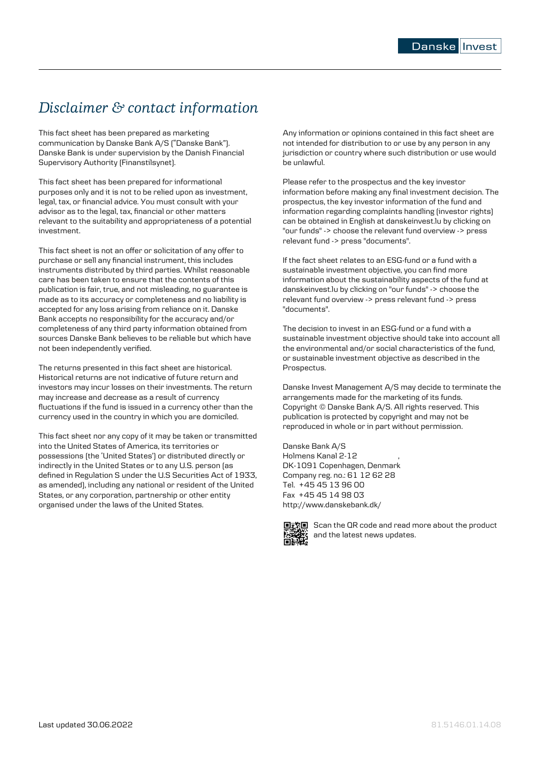# *Disclaimer & contact information*

This fact sheet has been prepared as marketing communication by Danske Bank A/S ("Danske Bank"). Danske Bank is under supervision by the Danish Financial Supervisory Authority (Finanstilsynet).

This fact sheet has been prepared for informational purposes only and it is not to be relied upon as investment, legal, tax, or financial advice. You must consult with your advisor as to the legal, tax, financial or other matters relevant to the suitability and appropriateness of a potential investment.

This fact sheet is not an offer or solicitation of any offer to purchase or sell any financial instrument, this includes instruments distributed by third parties. Whilst reasonable care has been taken to ensure that the contents of this publication is fair, true, and not misleading, no guarantee is made as to its accuracy or completeness and no liability is accepted for any loss arising from reliance on it. Danske Bank accepts no responsibility for the accuracy and/or completeness of any third party information obtained from sources Danske Bank believes to be reliable but which have not been independently verified.

The returns presented in this fact sheet are historical. Historical returns are not indicative of future return and investors may incur losses on their investments. The return may increase and decrease as a result of currency fluctuations if the fund is issued in a currency other than the currency used in the country in which you are domiciled.

This fact sheet nor any copy of it may be taken or transmitted into the United States of America, its territories or possessions (the 'United States') or distributed directly or indirectly in the United States or to any U.S. person (as defined in Regulation S under the U.S Securities Act of 1933, as amended), including any national or resident of the United States, or any corporation, partnership or other entity organised under the laws of the United States.

Any information or opinions contained in this fact sheet are not intended for distribution to or use by any person in any jurisdiction or country where such distribution or use would be unlawful.

Please refer to the prospectus and the key investor information before making any final investment decision. The prospectus, the key investor information of the fund and information regarding complaints handling (investor rights) can be obtained in English at danskeinvest.lu by clicking on "our funds" -> choose the relevant fund overview -> press relevant fund -> press "documents".

If the fact sheet relates to an ESG-fund or a fund with a sustainable investment objective, you can find more information about the sustainability aspects of the fund at danskeinvest.lu by clicking on "our funds" -> choose the relevant fund overview -> press relevant fund -> press "documents".

The decision to invest in an ESG-fund or a fund with a sustainable investment objective should take into account all the environmental and/or social characteristics of the fund, or sustainable investment objective as described in the Prospectus.

Danske Invest Management A/S may decide to terminate the arrangements made for the marketing of its funds. Copyright © Danske Bank A/S. All rights reserved. This publication is protected by copyright and may not be reproduced in whole or in part without permission.

Danske Bank A/S
Holmens Kanal 2-12 ,
DK-1091 Copenhagen, Denmark
Company reg. no.: 61 12 62 28
Tel. +45 45 13 96 00
Fax +45 45 14 98 03
http://www.danskebank.dk/

Scan the QR code and read more about the product and the latest news updates.

Last updated 30.06.2022

81.5146.01.14.08